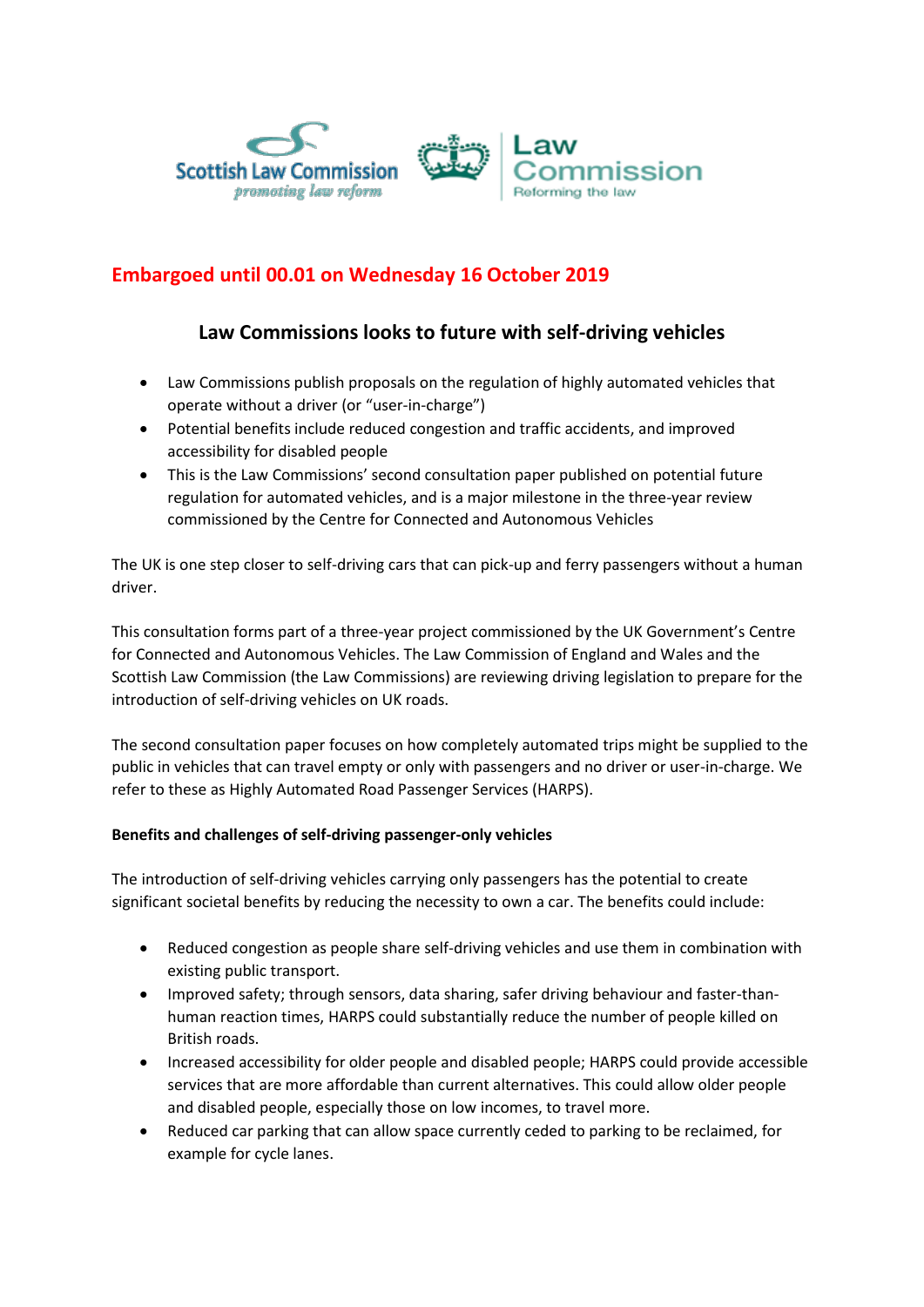Scottish Law Commission
*promoting law reform*

Law Commission
Reforming the law

**Embargoed until 00.01 on Wednesday 16 October 2019**

## Law Commissions looks to future with self-driving vehicles

- Law Commissions publish proposals on the regulation of highly automated vehicles that operate without a driver (or "user-in-charge")
- Potential benefits include reduced congestion and traffic accidents, and improved accessibility for disabled people
- This is the Law Commissions' second consultation paper published on potential future regulation for automated vehicles, and is a major milestone in the three-year review commissioned by the Centre for Connected and Autonomous Vehicles

The UK is one step closer to self-driving cars that can pick-up and ferry passengers without a human driver.

This consultation forms part of a three-year project commissioned by the UK Government's Centre for Connected and Autonomous Vehicles. The Law Commission of England and Wales and the Scottish Law Commission (the Law Commissions) are reviewing driving legislation to prepare for the introduction of self-driving vehicles on UK roads.

The second consultation paper focuses on how completely automated trips might be supplied to the public in vehicles that can travel empty or only with passengers and no driver or user-in-charge. We refer to these as Highly Automated Road Passenger Services (HARPS).

**Benefits and challenges of self-driving passenger-only vehicles**

The introduction of self-driving vehicles carrying only passengers has the potential to create significant societal benefits by reducing the necessity to own a car. The benefits could include:

- Reduced congestion as people share self-driving vehicles and use them in combination with existing public transport.
- Improved safety; through sensors, data sharing, safer driving behaviour and faster-than-human reaction times, HARPS could substantially reduce the number of people killed on British roads.
- Increased accessibility for older people and disabled people; HARPS could provide accessible services that are more affordable than current alternatives. This could allow older people and disabled people, especially those on low incomes, to travel more.
- Reduced car parking that can allow space currently ceded to parking to be reclaimed, for example for cycle lanes.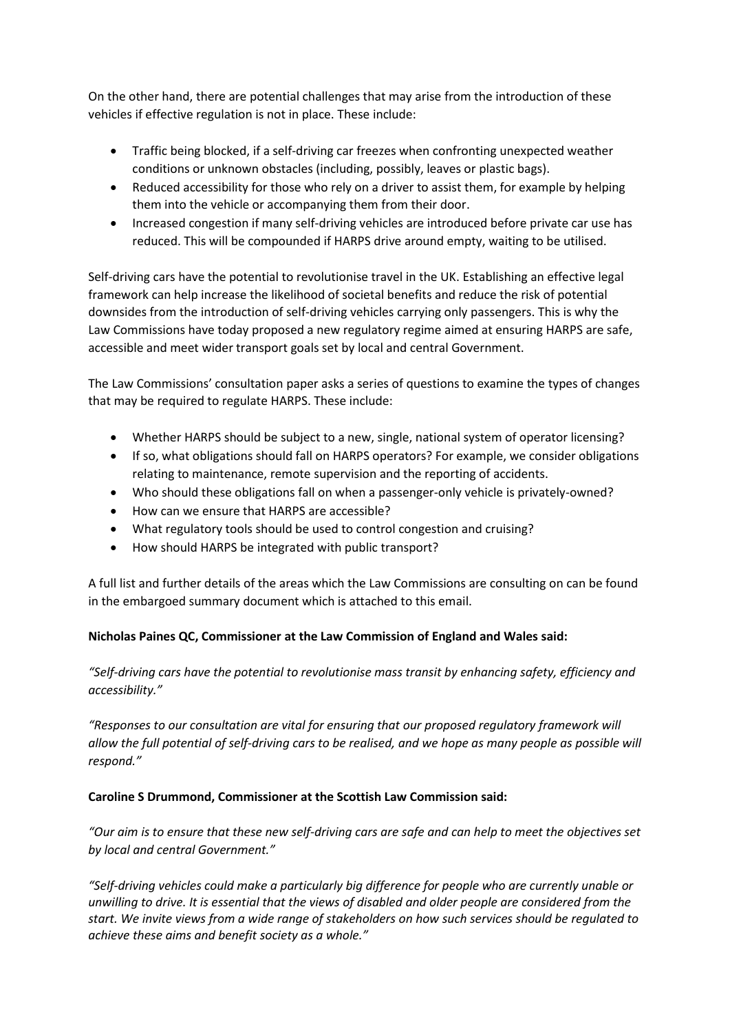On the other hand, there are potential challenges that may arise from the introduction of these vehicles if effective regulation is not in place. These include:

- Traffic being blocked, if a self-driving car freezes when confronting unexpected weather conditions or unknown obstacles (including, possibly, leaves or plastic bags).
- Reduced accessibility for those who rely on a driver to assist them, for example by helping them into the vehicle or accompanying them from their door.
- Increased congestion if many self-driving vehicles are introduced before private car use has reduced. This will be compounded if HARPS drive around empty, waiting to be utilised.

Self-driving cars have the potential to revolutionise travel in the UK. Establishing an effective legal framework can help increase the likelihood of societal benefits and reduce the risk of potential downsides from the introduction of self-driving vehicles carrying only passengers. This is why the Law Commissions have today proposed a new regulatory regime aimed at ensuring HARPS are safe, accessible and meet wider transport goals set by local and central Government.

The Law Commissions' consultation paper asks a series of questions to examine the types of changes that may be required to regulate HARPS. These include:

- Whether HARPS should be subject to a new, single, national system of operator licensing?
- If so, what obligations should fall on HARPS operators? For example, we consider obligations relating to maintenance, remote supervision and the reporting of accidents.
- Who should these obligations fall on when a passenger-only vehicle is privately-owned?
- How can we ensure that HARPS are accessible?
- What regulatory tools should be used to control congestion and cruising?
- How should HARPS be integrated with public transport?

A full list and further details of the areas which the Law Commissions are consulting on can be found in the embargoed summary document which is attached to this email.

**Nicholas Paines QC, Commissioner at the Law Commission of England and Wales said:**

*"Self-driving cars have the potential to revolutionise mass transit by enhancing safety, efficiency and accessibility."*

*"Responses to our consultation are vital for ensuring that our proposed regulatory framework will allow the full potential of self-driving cars to be realised, and we hope as many people as possible will respond."*

**Caroline S Drummond, Commissioner at the Scottish Law Commission said:**

*"Our aim is to ensure that these new self-driving cars are safe and can help to meet the objectives set by local and central Government."*

*"Self-driving vehicles could make a particularly big difference for people who are currently unable or unwilling to drive. It is essential that the views of disabled and older people are considered from the start. We invite views from a wide range of stakeholders on how such services should be regulated to achieve these aims and benefit society as a whole."*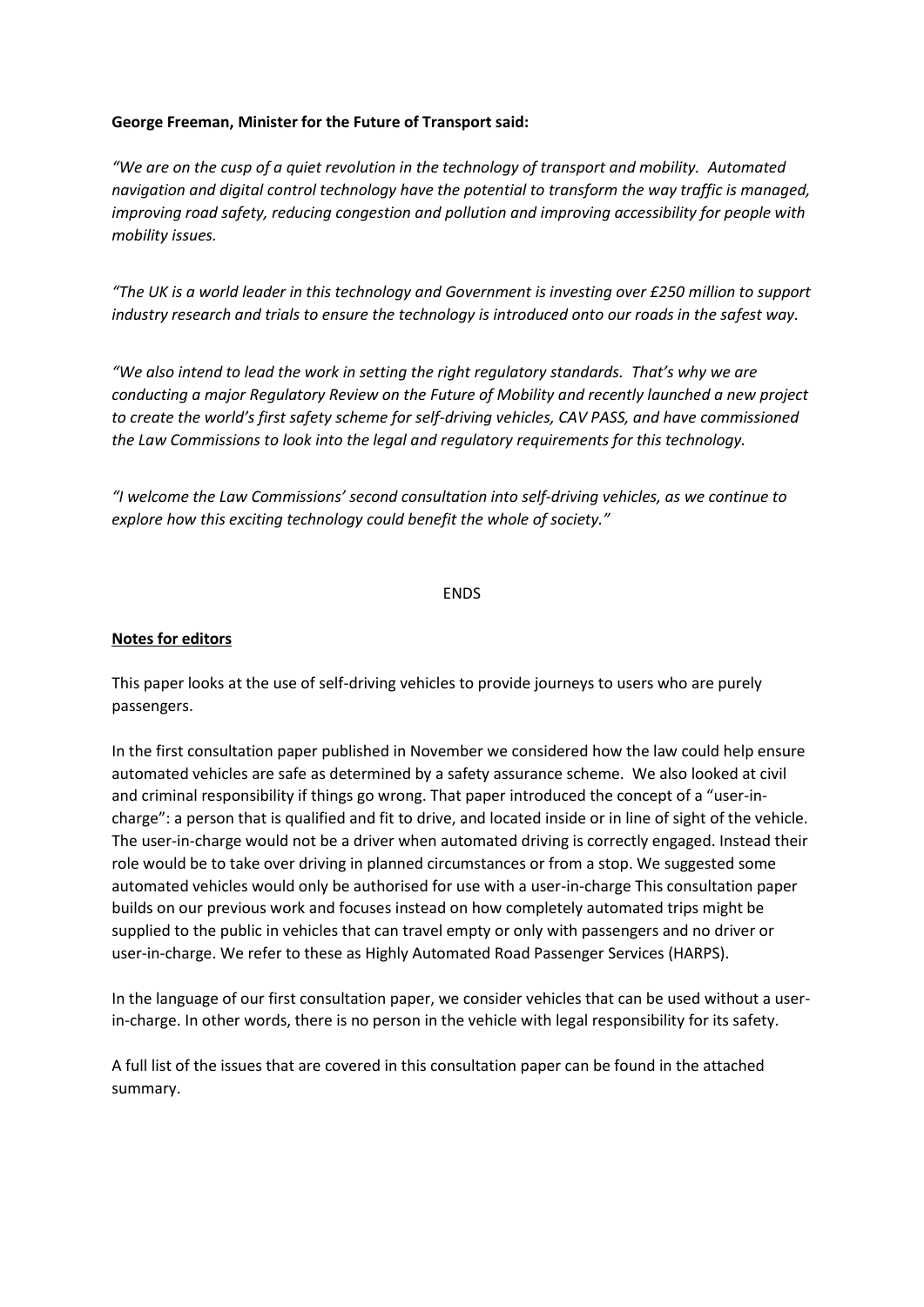**George Freeman, Minister for the Future of Transport said:**

*"We are on the cusp of a quiet revolution in the technology of transport and mobility. Automated navigation and digital control technology have the potential to transform the way traffic is managed, improving road safety, reducing congestion and pollution and improving accessibility for people with mobility issues.*

*"The UK is a world leader in this technology and Government is investing over £250 million to support industry research and trials to ensure the technology is introduced onto our roads in the safest way.*

*"We also intend to lead the work in setting the right regulatory standards. That's why we are conducting a major Regulatory Review on the Future of Mobility and recently launched a new project to create the world's first safety scheme for self-driving vehicles, CAV PASS, and have commissioned the Law Commissions to look into the legal and regulatory requirements for this technology.*

*"I welcome the Law Commissions' second consultation into self-driving vehicles, as we continue to explore how this exciting technology could benefit the whole of society."*

ENDS

**Notes for editors**

This paper looks at the use of self-driving vehicles to provide journeys to users who are purely passengers.

In the first consultation paper published in November we considered how the law could help ensure automated vehicles are safe as determined by a safety assurance scheme. We also looked at civil and criminal responsibility if things go wrong. That paper introduced the concept of a "user-in-charge": a person that is qualified and fit to drive, and located inside or in line of sight of the vehicle. The user-in-charge would not be a driver when automated driving is correctly engaged. Instead their role would be to take over driving in planned circumstances or from a stop. We suggested some automated vehicles would only be authorised for use with a user-in-charge This consultation paper builds on our previous work and focuses instead on how completely automated trips might be supplied to the public in vehicles that can travel empty or only with passengers and no driver or user-in-charge. We refer to these as Highly Automated Road Passenger Services (HARPS).

In the language of our first consultation paper, we consider vehicles that can be used without a user-in-charge. In other words, there is no person in the vehicle with legal responsibility for its safety.

A full list of the issues that are covered in this consultation paper can be found in the attached summary.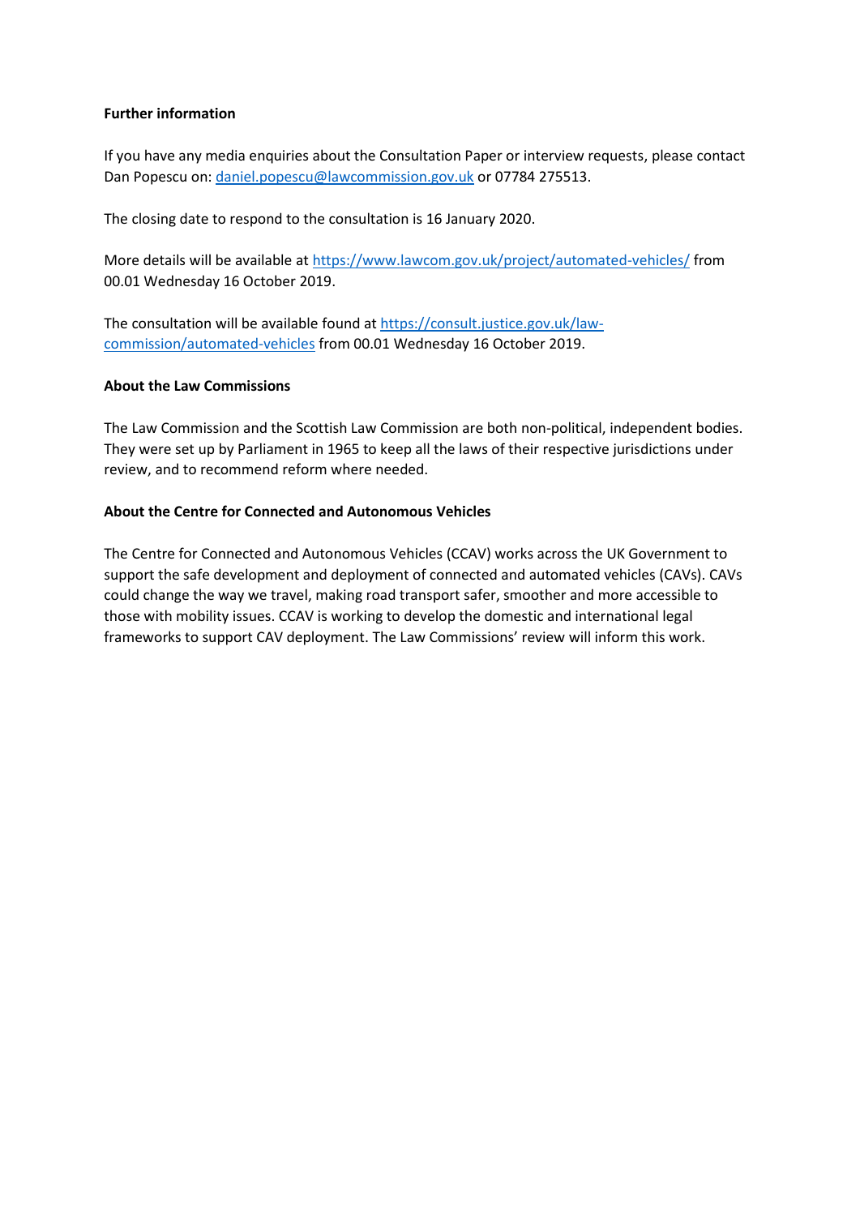**Further information**

If you have any media enquiries about the Consultation Paper or interview requests, please contact Dan Popescu on: [daniel.popescu@lawcommission.gov.uk](mailto:daniel.popescu@lawcommission.gov.uk) or 07784 275513.

The closing date to respond to the consultation is 16 January 2020.

More details will be available at [https://www.lawcom.gov.uk/project/automated-vehicles/](https://www.lawcom.gov.uk/project/automated-vehicles/) from 00.01 Wednesday 16 October 2019.

The consultation will be available found at [https://consult.justice.gov.uk/law-commission/automated-vehicles](https://consult.justice.gov.uk/law-commission/automated-vehicles) from 00.01 Wednesday 16 October 2019.

**About the Law Commissions**

The Law Commission and the Scottish Law Commission are both non-political, independent bodies. They were set up by Parliament in 1965 to keep all the laws of their respective jurisdictions under review, and to recommend reform where needed.

**About the Centre for Connected and Autonomous Vehicles**

The Centre for Connected and Autonomous Vehicles (CCAV) works across the UK Government to support the safe development and deployment of connected and automated vehicles (CAVs). CAVs could change the way we travel, making road transport safer, smoother and more accessible to those with mobility issues. CCAV is working to develop the domestic and international legal frameworks to support CAV deployment. The Law Commissions' review will inform this work.